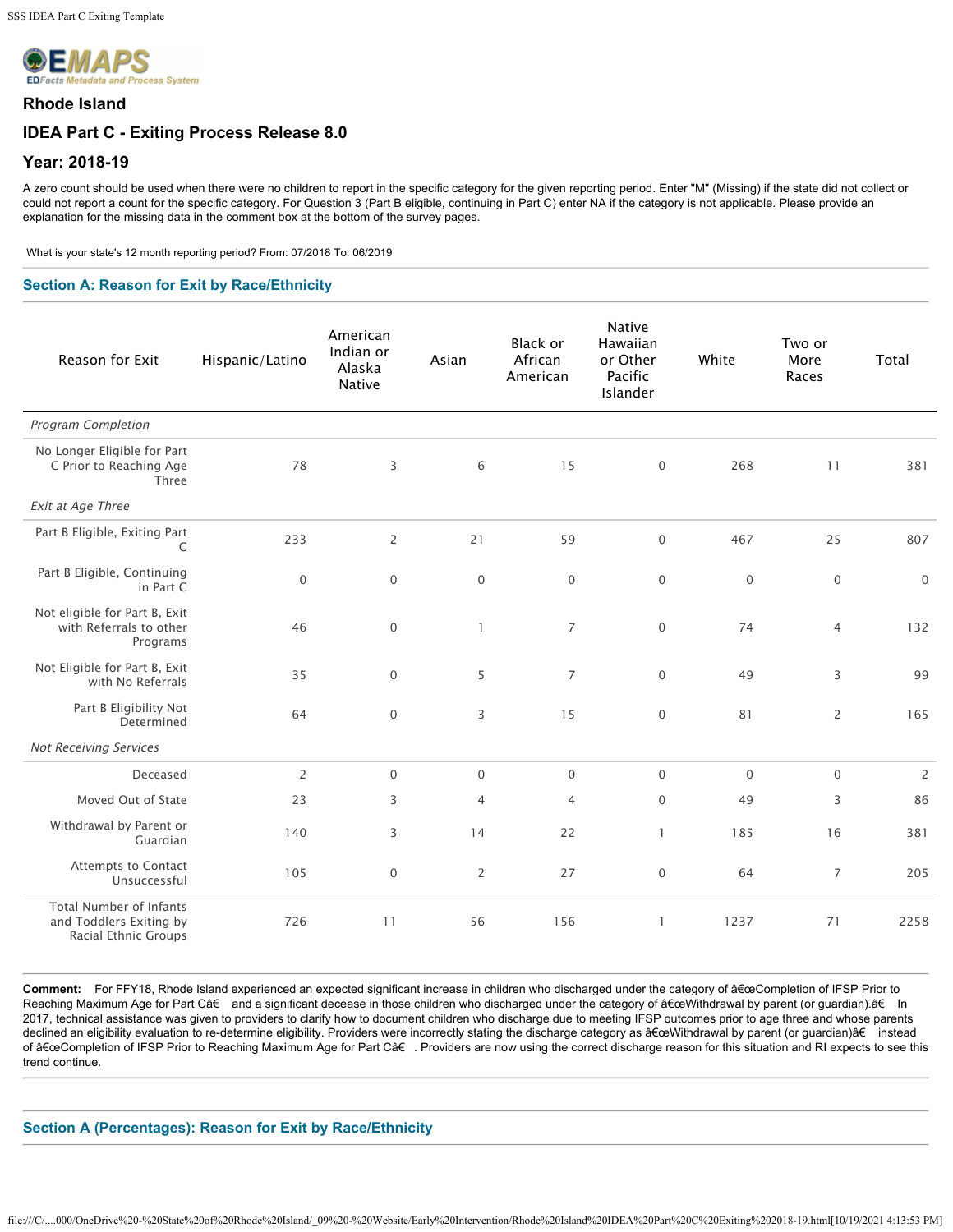EMAPS
EDFacts Metadata and Process System

## Rhode Island

## IDEA Part C - Exiting Process Release 8.0

## Year: 2018-19

A zero count should be used when there were no children to report in the specific category for the given reporting period. Enter "M" (Missing) if the state did not collect or could not report a count for the specific category. For Question 3 (Part B eligible, continuing in Part C) enter NA if the category is not applicable. Please provide an explanation for the missing data in the comment box at the bottom of the survey pages.

What is your state's 12 month reporting period? From: 07/2018 To: 06/2019

### Section A: Reason for Exit by Race/Ethnicity

| Reason for Exit | Hispanic/Latino | American Indian or Alaska Native | Asian | Black or African American | Native Hawaiian or Other Pacific Islander | White | Two or More Races | Total |
|---|---|---|---|---|---|---|---|---|
| *Program Completion* | | | | | | | | |
| No Longer Eligible for Part C Prior to Reaching Age Three | 78 | 3 | 6 | 15 | 0 | 268 | 11 | 381 |
| *Exit at Age Three* | | | | | | | | |
| Part B Eligible, Exiting Part C | 233 | 2 | 21 | 59 | 0 | 467 | 25 | 807 |
| Part B Eligible, Continuing in Part C | 0 | 0 | 0 | 0 | 0 | 0 | 0 | 0 |
| Not eligible for Part B, Exit with Referrals to other Programs | 46 | 0 | 1 | 7 | 0 | 74 | 4 | 132 |
| Not Eligible for Part B, Exit with No Referrals | 35 | 0 | 5 | 7 | 0 | 49 | 3 | 99 |
| Part B Eligibility Not Determined | 64 | 0 | 3 | 15 | 0 | 81 | 2 | 165 |
| *Not Receiving Services* | | | | | | | | |
| Deceased | 2 | 0 | 0 | 0 | 0 | 0 | 0 | 2 |
| Moved Out of State | 23 | 3 | 4 | 4 | 0 | 49 | 3 | 86 |
| Withdrawal by Parent or Guardian | 140 | 3 | 14 | 22 | 1 | 185 | 16 | 381 |
| Attempts to Contact Unsuccessful | 105 | 0 | 2 | 27 | 0 | 64 | 7 | 205 |
| Total Number of Infants and Toddlers Exiting by Racial Ethnic Groups | 726 | 11 | 56 | 156 | 1 | 1237 | 71 | 2258 |

**Comment:** For FFY18, Rhode Island experienced an expected significant increase in children who discharged under the category of â€œCompletion of IFSP Prior to Reaching Maximum Age for Part Câ€ and a significant decrease in those children who discharged under the category of â€œWithdrawal by parent (or guardian).â€ In 2017, technical assistance was given to providers to clarify how to document children who discharge due to meeting IFSP outcomes prior to age three and whose parents declined an eligibility evaluation to re-determine eligibility. Providers were incorrectly stating the discharge category as â€œWithdrawal by parent (or guardian)â€ instead of â€œCompletion of IFSP Prior to Reaching Maximum Age for Part Câ€ . Providers are now using the correct discharge reason for this situation and RI expects to see this trend continue.

### Section A (Percentages): Reason for Exit by Race/Ethnicity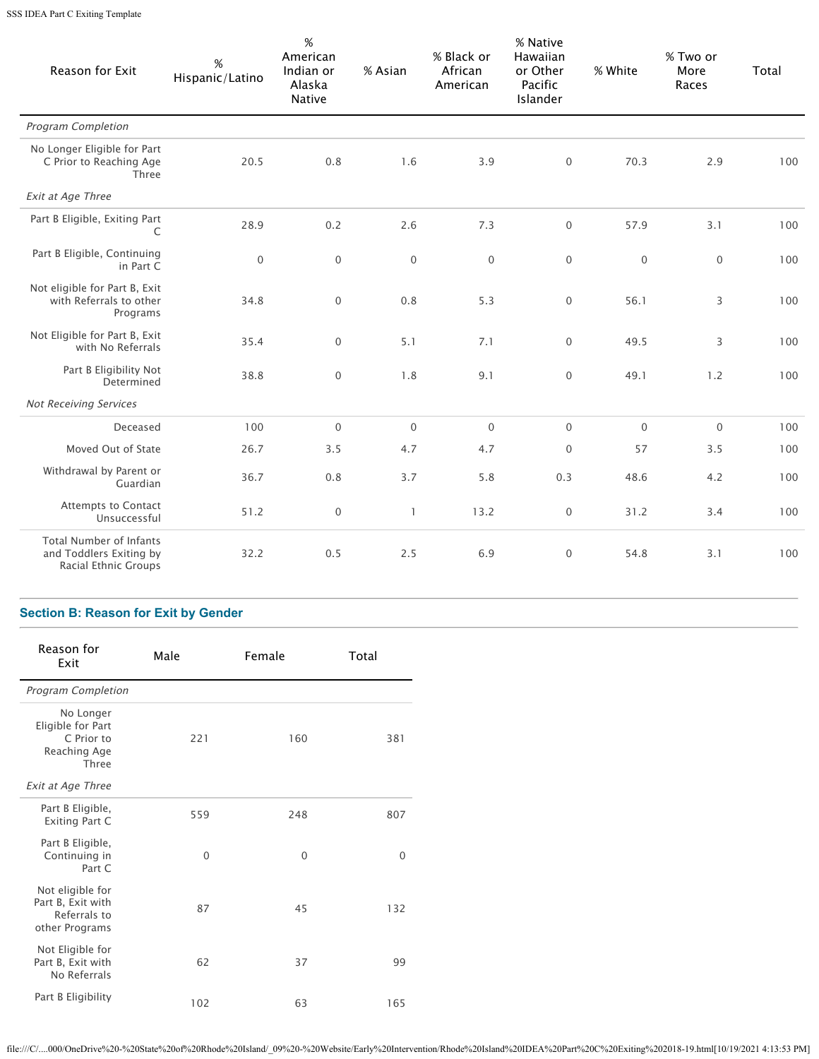| Reason for Exit | % Hispanic/Latino | % American Indian or Alaska Native | % Asian | % Black or African American | % Native Hawaiian or Other Pacific Islander | % White | % Two or More Races | Total |
|---|---|---|---|---|---|---|---|---|
| *Program Completion* | | | | | | | | |
| No Longer Eligible for Part C Prior to Reaching Age Three | 20.5 | 0.8 | 1.6 | 3.9 | 0 | 70.3 | 2.9 | 100 |
| *Exit at Age Three* | | | | | | | | |
| Part B Eligible, Exiting Part C | 28.9 | 0.2 | 2.6 | 7.3 | 0 | 57.9 | 3.1 | 100 |
| Part B Eligible, Continuing in Part C | 0 | 0 | 0 | 0 | 0 | 0 | 0 | 100 |
| Not eligible for Part B, Exit with Referrals to other Programs | 34.8 | 0 | 0.8 | 5.3 | 0 | 56.1 | 3 | 100 |
| Not Eligible for Part B, Exit with No Referrals | 35.4 | 0 | 5.1 | 7.1 | 0 | 49.5 | 3 | 100 |
| Part B Eligibility Not Determined | 38.8 | 0 | 1.8 | 9.1 | 0 | 49.1 | 1.2 | 100 |
| *Not Receiving Services* | | | | | | | | |
| Deceased | 100 | 0 | 0 | 0 | 0 | 0 | 0 | 100 |
| Moved Out of State | 26.7 | 3.5 | 4.7 | 4.7 | 0 | 57 | 3.5 | 100 |
| Withdrawal by Parent or Guardian | 36.7 | 0.8 | 3.7 | 5.8 | 0.3 | 48.6 | 4.2 | 100 |
| Attempts to Contact Unsuccessful | 51.2 | 0 | 1 | 13.2 | 0 | 31.2 | 3.4 | 100 |
| Total Number of Infants and Toddlers Exiting by Racial Ethnic Groups | 32.2 | 0.5 | 2.5 | 6.9 | 0 | 54.8 | 3.1 | 100 |

## Section B: Reason for Exit by Gender

| Reason for Exit | Male | Female | Total |
|---|---|---|---|
| *Program Completion* | | | |
| No Longer Eligible for Part C Prior to Reaching Age Three | 221 | 160 | 381 |
| *Exit at Age Three* | | | |
| Part B Eligible, Exiting Part C | 559 | 248 | 807 |
| Part B Eligible, Continuing in Part C | 0 | 0 | 0 |
| Not eligible for Part B, Exit with Referrals to other Programs | 87 | 45 | 132 |
| Not Eligible for Part B, Exit with No Referrals | 62 | 37 | 99 |
| Part B Eligibility | 102 | 63 | 165 |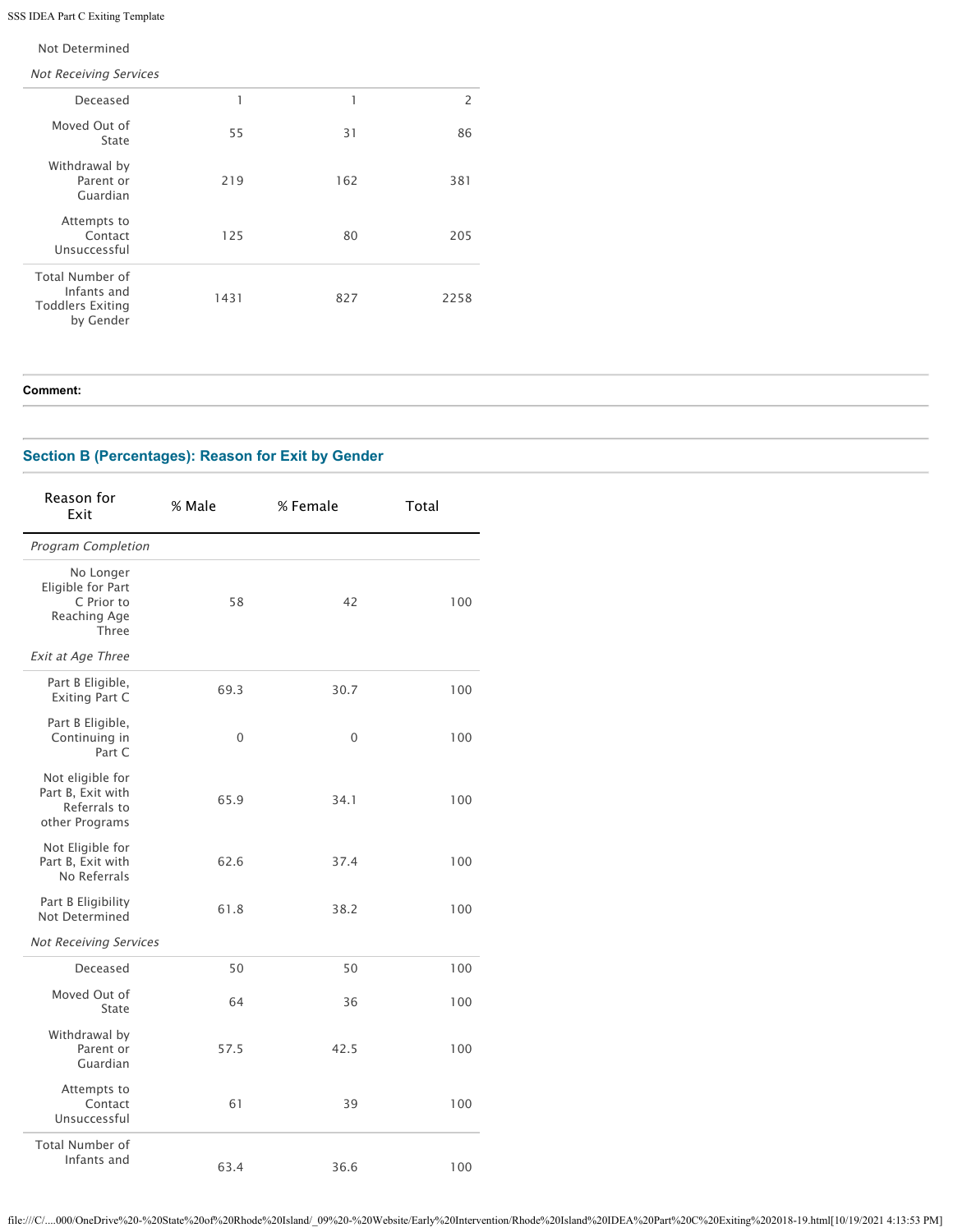| | | | |
|---|---|---|---|
| Not Determined | | | |
| *Not Receiving Services* | | | |
| Deceased | 1 | 1 | 2 |
| Moved Out of State | 55 | 31 | 86 |
| Withdrawal by Parent or Guardian | 219 | 162 | 381 |
| Attempts to Contact Unsuccessful | 125 | 80 | 205 |
| Total Number of Infants and Toddlers Exiting by Gender | 1431 | 827 | 2258 |

**Comment:**

## Section B (Percentages): Reason for Exit by Gender

| Reason for Exit | % Male | % Female | Total |
|---|---|---|---|
| *Program Completion* | | | |
| No Longer Eligible for Part C Prior to Reaching Age Three | 58 | 42 | 100 |
| *Exit at Age Three* | | | |
| Part B Eligible, Exiting Part C | 69.3 | 30.7 | 100 |
| Part B Eligible, Continuing in Part C | 0 | 0 | 100 |
| Not eligible for Part B, Exit with Referrals to other Programs | 65.9 | 34.1 | 100 |
| Not Eligible for Part B, Exit with No Referrals | 62.6 | 37.4 | 100 |
| Part B Eligibility Not Determined | 61.8 | 38.2 | 100 |
| *Not Receiving Services* | | | |
| Deceased | 50 | 50 | 100 |
| Moved Out of State | 64 | 36 | 100 |
| Withdrawal by Parent or Guardian | 57.5 | 42.5 | 100 |
| Attempts to Contact Unsuccessful | 61 | 39 | 100 |
| Total Number of Infants and | 63.4 | 36.6 | 100 |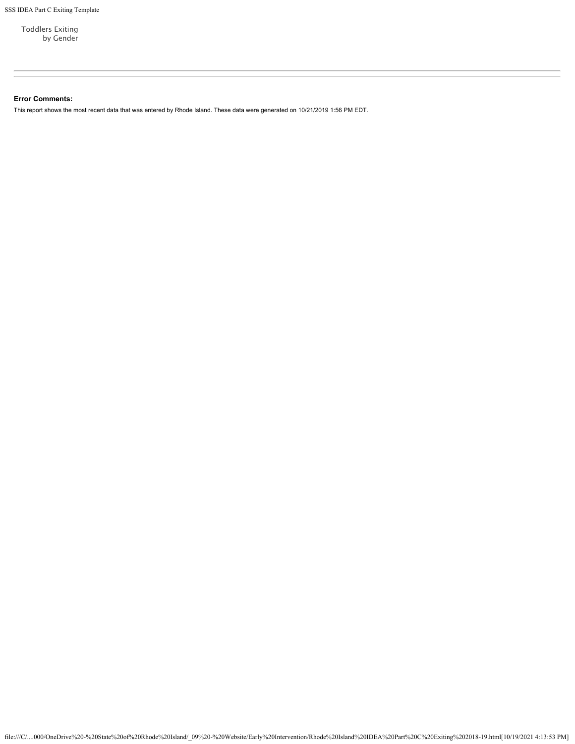Toddlers Exiting
by Gender

---

**Error Comments:**

This report shows the most recent data that was entered by Rhode Island. These data were generated on 10/21/2019 1:56 PM EDT.